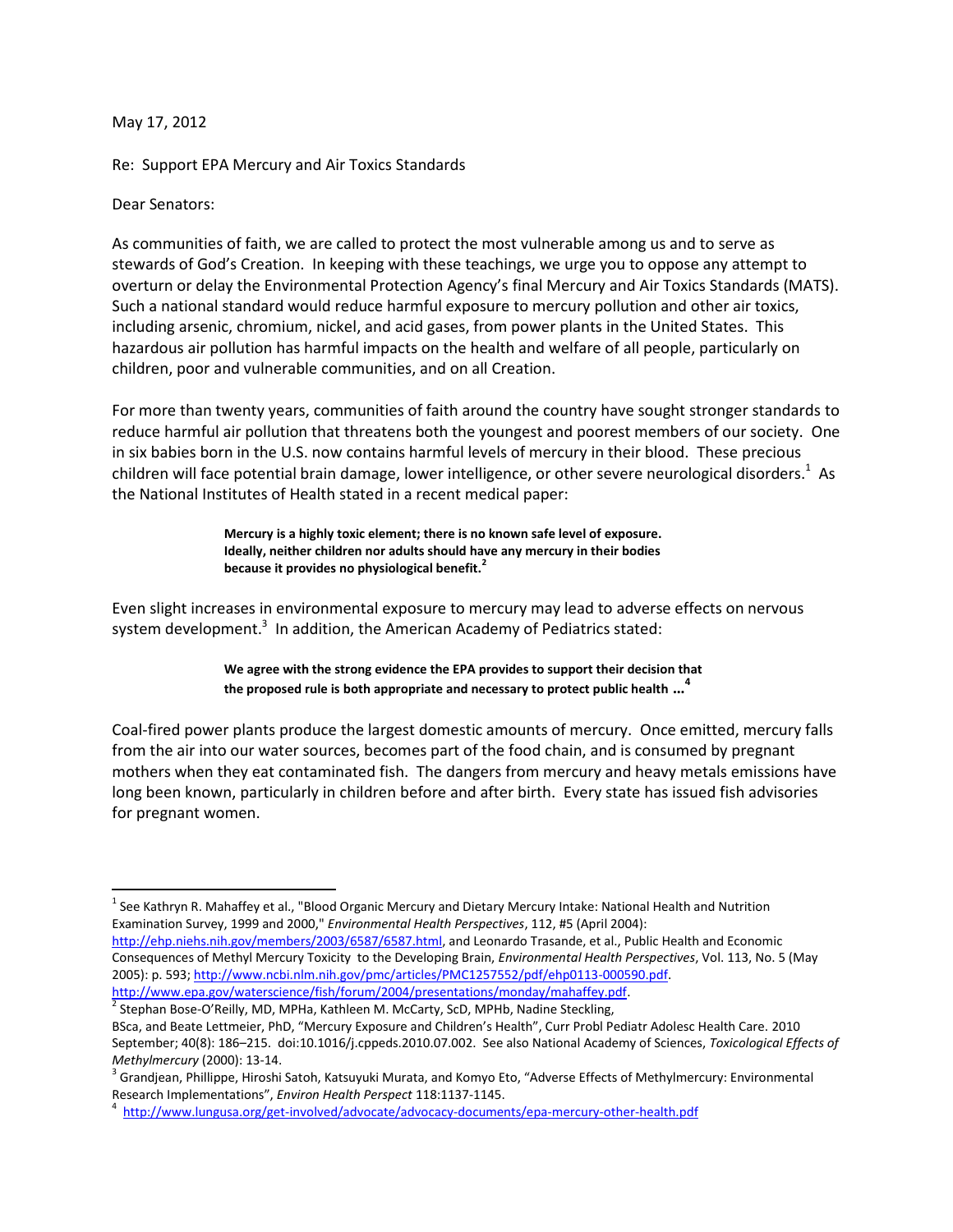May 17, 2012

Re: Support EPA Mercury and Air Toxics Standards

Dear Senators:

As communities of faith, we are called to protect the most vulnerable among us and to serve as stewards of God's Creation. In keeping with these teachings, we urge you to oppose any attempt to overturn or delay the Environmental Protection Agency's final Mercury and Air Toxics Standards (MATS). Such a national standard would reduce harmful exposure to mercury pollution and other air toxics, including arsenic, chromium, nickel, and acid gases, from power plants in the United States. This hazardous air pollution has harmful impacts on the health and welfare of all people, particularly on children, poor and vulnerable communities, and on all Creation.

For more than twenty years, communities of faith around the country have sought stronger standards to reduce harmful air pollution that threatens both the youngest and poorest members of our society. One in six babies born in the U.S. now contains harmful levels of mercury in their blood. These precious children will face potential brain damage, lower intelligence, or other severe neurological disorders.[1] As the National Institutes of Health stated in a recent medical paper:

> **Mercury is a highly toxic element; there is no known safe level of exposure. Ideally, neither children nor adults should have any mercury in their bodies because it provides no physiological benefit.[2]**

Even slight increases in environmental exposure to mercury may lead to adverse effects on nervous system development.[3] In addition, the American Academy of Pediatrics stated:

> **We agree with the strong evidence the EPA provides to support their decision that the proposed rule is both appropriate and necessary to protect public health ...[4]**

Coal-fired power plants produce the largest domestic amounts of mercury. Once emitted, mercury falls from the air into our water sources, becomes part of the food chain, and is consumed by pregnant mothers when they eat contaminated fish. The dangers from mercury and heavy metals emissions have long been known, particularly in children before and after birth. Every state has issued fish advisories for pregnant women.

---

[1] See Kathryn R. Mahaffey et al., "Blood Organic Mercury and Dietary Mercury Intake: National Health and Nutrition Examination Survey, 1999 and 2000," *Environmental Health Perspectives*, 112, #5 (April 2004): http://ehp.niehs.nih.gov/members/2003/6587/6587.html, and Leonardo Trasande, et al., Public Health and Economic Consequences of Methyl Mercury Toxicity to the Developing Brain, *Environmental Health Perspectives*, Vol. 113, No. 5 (May 2005): p. 593; http://www.ncbi.nlm.nih.gov/pmc/articles/PMC1257552/pdf/ehp0113-000590.pdf. http://www.epa.gov/waterscience/fish/forum/2004/presentations/monday/mahaffey.pdf.

[2] Stephan Bose-O'Reilly, MD, MPHa, Kathleen M. McCarty, ScD, MPHb, Nadine Steckling, BSca, and Beate Lettmeier, PhD, "Mercury Exposure and Children's Health", Curr Probl Pediatr Adolesc Health Care. 2010 September; 40(8): 186–215. doi:10.1016/j.cppeds.2010.07.002. See also National Academy of Sciences, *Toxicological Effects of Methylmercury* (2000): 13-14.

[3] Grandjean, Phillipe, Hiroshi Satoh, Katsuyuki Murata, and Komyo Eto, "Adverse Effects of Methylmercury: Environmental Research Implementations", *Environ Health Perspect* 118:1137-1145.

[4] http://www.lungusa.org/get-involved/advocate/advocacy-documents/epa-mercury-other-health.pdf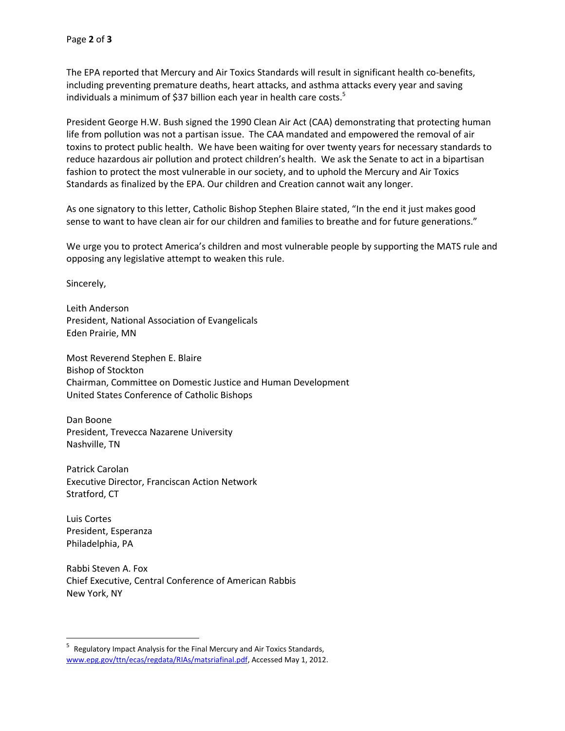The EPA reported that Mercury and Air Toxics Standards will result in significant health co-benefits, including preventing premature deaths, heart attacks, and asthma attacks every year and saving individuals a minimum of $37 billion each year in health care costs.[5]

President George H.W. Bush signed the 1990 Clean Air Act (CAA) demonstrating that protecting human life from pollution was not a partisan issue. The CAA mandated and empowered the removal of air toxins to protect public health. We have been waiting for over twenty years for necessary standards to reduce hazardous air pollution and protect children's health. We ask the Senate to act in a bipartisan fashion to protect the most vulnerable in our society, and to uphold the Mercury and Air Toxics Standards as finalized by the EPA. Our children and Creation cannot wait any longer.

As one signatory to this letter, Catholic Bishop Stephen Blaire stated, "In the end it just makes good sense to want to have clean air for our children and families to breathe and for future generations."

We urge you to protect America's children and most vulnerable people by supporting the MATS rule and opposing any legislative attempt to weaken this rule.

Sincerely,

Leith Anderson
President, National Association of Evangelicals
Eden Prairie, MN

Most Reverend Stephen E. Blaire
Bishop of Stockton
Chairman, Committee on Domestic Justice and Human Development
United States Conference of Catholic Bishops

Dan Boone
President, Trevecca Nazarene University
Nashville, TN

Patrick Carolan
Executive Director, Franciscan Action Network
Stratford, CT

Luis Cortes
President, Esperanza
Philadelphia, PA

Rabbi Steven A. Fox
Chief Executive, Central Conference of American Rabbis
New York, NY

---

[5] Regulatory Impact Analysis for the Final Mercury and Air Toxics Standards, www.epg.gov/ttn/ecas/regdata/RIAs/matsriafinal.pdf, Accessed May 1, 2012.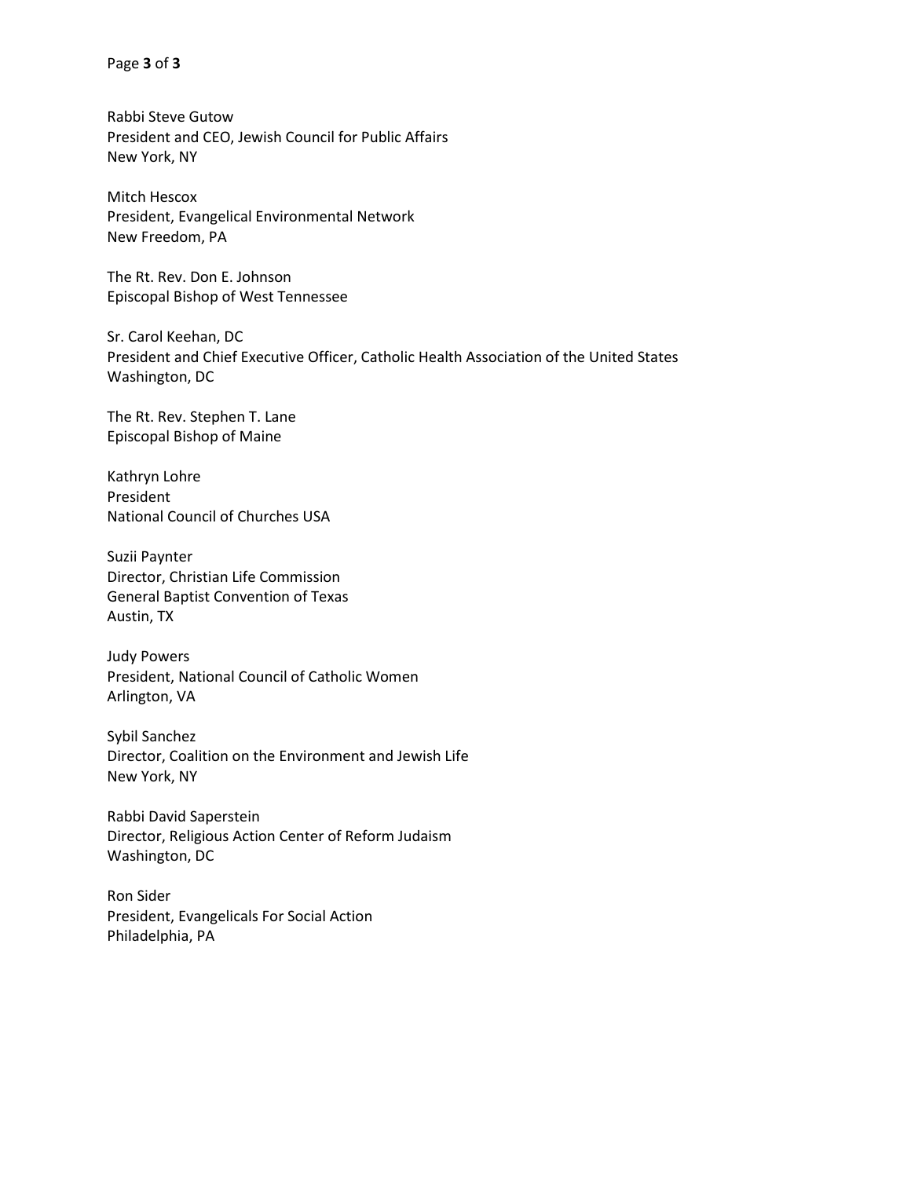Rabbi Steve Gutow
President and CEO, Jewish Council for Public Affairs
New York, NY

Mitch Hescox
President, Evangelical Environmental Network
New Freedom, PA

The Rt. Rev. Don E. Johnson
Episcopal Bishop of West Tennessee

Sr. Carol Keehan, DC
President and Chief Executive Officer, Catholic Health Association of the United States
Washington, DC

The Rt. Rev. Stephen T. Lane
Episcopal Bishop of Maine

Kathryn Lohre
President
National Council of Churches USA

Suzii Paynter
Director, Christian Life Commission
General Baptist Convention of Texas
Austin, TX

Judy Powers
President, National Council of Catholic Women
Arlington, VA

Sybil Sanchez
Director, Coalition on the Environment and Jewish Life
New York, NY

Rabbi David Saperstein
Director, Religious Action Center of Reform Judaism
Washington, DC

Ron Sider
President, Evangelicals For Social Action
Philadelphia, PA